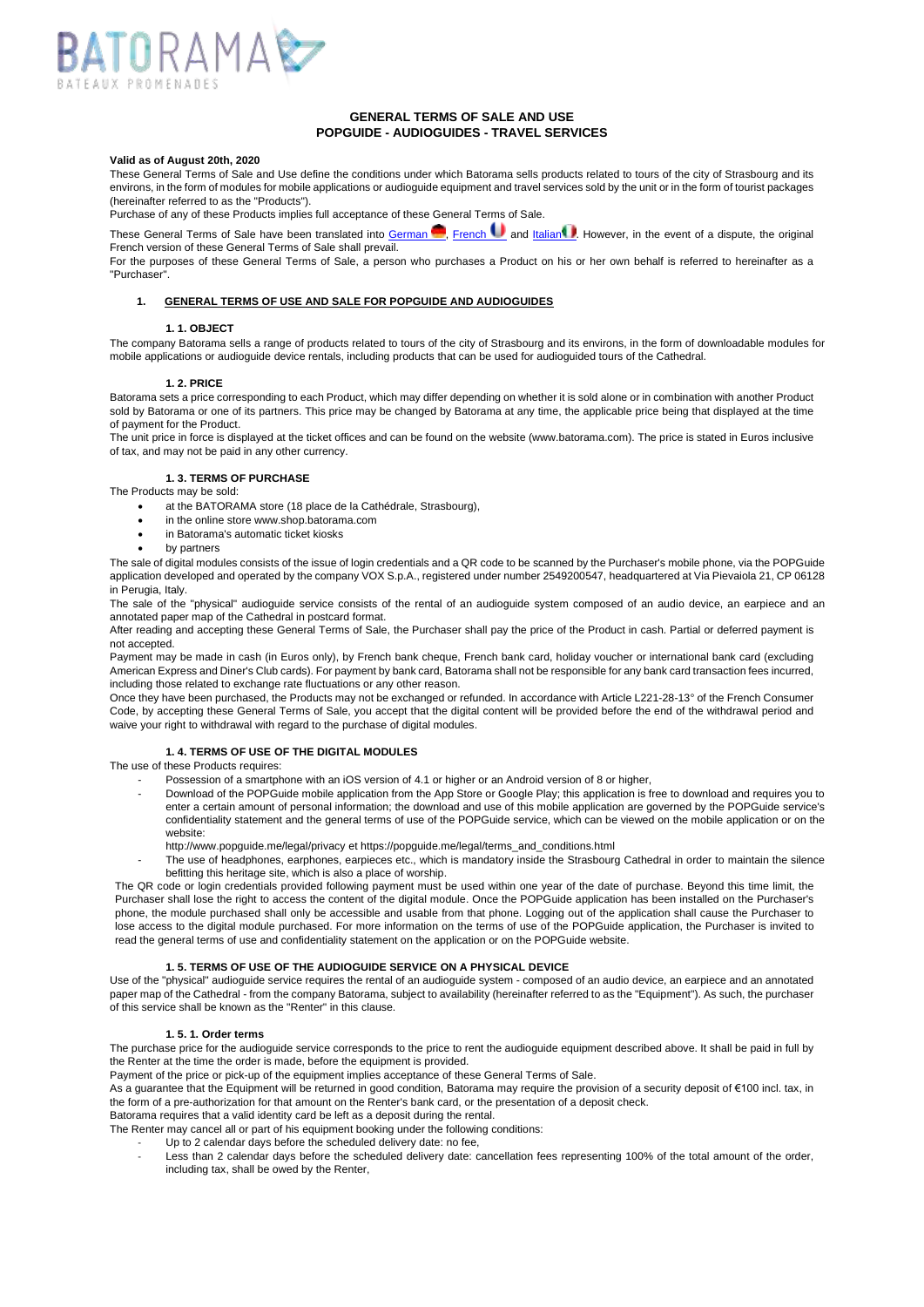# GENERAL TERMS OF SALE AND USE
## POPGUIDE - AUDIOGUIDES - TRAVEL SERVICES

**Valid as of August 20th, 2020**

These General Terms of Sale and Use define the conditions under which Batorama sells products related to tours of the city of Strasbourg and its environs, in the form of modules for mobile applications or audioguide equipment and travel services sold by the unit or in the form of tourist packages (hereinafter referred to as the "Products").

Purchase of any of these Products implies full acceptance of these General Terms of Sale.

These General Terms of Sale have been translated into German, French and Italian. However, in the event of a dispute, the original French version of these General Terms of Sale shall prevail.

For the purposes of these General Terms of Sale, a person who purchases a Product on his or her own behalf is referred to hereinafter as a "Purchaser".

## 1. GENERAL TERMS OF USE AND SALE FOR POPGUIDE AND AUDIOGUIDES

### 1. 1. OBJECT

The company Batorama sells a range of products related to tours of the city of Strasbourg and its environs, in the form of downloadable modules for mobile applications or audioguide device rentals, including products that can be used for audioguided tours of the Cathedral.

### 1. 2. PRICE

Batorama sets a price corresponding to each Product, which may differ depending on whether it is sold alone or in combination with another Product sold by Batorama or one of its partners. This price may be changed by Batorama at any time, the applicable price being that displayed at the time of payment for the Product.

The unit price in force is displayed at the ticket offices and can be found on the website (www.batorama.com). The price is stated in Euros inclusive of tax, and may not be paid in any other currency.

### 1. 3. TERMS OF PURCHASE

The Products may be sold:

- at the BATORAMA store (18 place de la Cathédrale, Strasbourg),
- in the online store www.shop.batorama.com
- in Batorama's automatic ticket kiosks
- by partners

The sale of digital modules consists of the issue of login credentials and a QR code to be scanned by the Purchaser's mobile phone, via the POPGuide application developed and operated by the company VOX S.p.A., registered under number 2549200547, headquartered at Via Pievaiola 21, CP 06128 in Perugia, Italy.

The sale of the "physical" audioguide service consists of the rental of an audioguide system composed of an audio device, an earpiece and an annotated paper map of the Cathedral in postcard format.

After reading and accepting these General Terms of Sale, the Purchaser shall pay the price of the Product in cash. Partial or deferred payment is not accepted.

Payment may be made in cash (in Euros only), by French bank cheque, French bank card, holiday voucher or international bank card (excluding American Express and Diner's Club cards). For payment by bank card, Batorama shall not be responsible for any bank card transaction fees incurred, including those related to exchange rate fluctuations or any other reason.

Once they have been purchased, the Products may not be exchanged or refunded. In accordance with Article L221-28-13° of the French Consumer Code, by accepting these General Terms of Sale, you accept that the digital content will be provided before the end of the withdrawal period and waive your right to withdrawal with regard to the purchase of digital modules.

### 1. 4. TERMS OF USE OF THE DIGITAL MODULES

The use of these Products requires:

- Possession of a smartphone with an iOS version of 4.1 or higher or an Android version of 8 or higher,
- Download of the POPGuide mobile application from the App Store or Google Play; this application is free to download and requires you to enter a certain amount of personal information; the download and use of this mobile application are governed by the POPGuide service's confidentiality statement and the general terms of use of the POPGuide service, which can be viewed on the mobile application or on the website:
  http://www.popguide.me/legal/privacy et https://popguide.me/legal/terms_and_conditions.html
- The use of headphones, earphones, earpieces etc., which is mandatory inside the Strasbourg Cathedral in order to maintain the silence befitting this heritage site, which is also a place of worship.

The QR code or login credentials provided following payment must be used within one year of the date of purchase. Beyond this time limit, the Purchaser shall lose the right to access the content of the digital module. Once the POPGuide application has been installed on the Purchaser's phone, the module purchased shall only be accessible and usable from that phone. Logging out of the application shall cause the Purchaser to lose access to the digital module purchased. For more information on the terms of use of the POPGuide application, the Purchaser is invited to read the general terms of use and confidentiality statement on the application or on the POPGuide website.

### 1. 5. TERMS OF USE OF THE AUDIOGUIDE SERVICE ON A PHYSICAL DEVICE

Use of the "physical" audioguide service requires the rental of an audioguide system - composed of an audio device, an earpiece and an annotated paper map of the Cathedral - from the company Batorama, subject to availability (hereinafter referred to as the "Equipment"). As such, the purchaser of this service shall be known as the "Renter" in this clause.

#### 1. 5. 1. Order terms

The purchase price for the audioguide service corresponds to the price to rent the audioguide equipment described above. It shall be paid in full by the Renter at the time the order is made, before the equipment is provided.

Payment of the price or pick-up of the equipment implies acceptance of these General Terms of Sale.

As a guarantee that the Equipment will be returned in good condition, Batorama may require the provision of a security deposit of €100 incl. tax, in the form of a pre-authorization for that amount on the Renter's bank card, or the presentation of a deposit check.

Batorama requires that a valid identity card be left as a deposit during the rental.

The Renter may cancel all or part of his equipment booking under the following conditions:

- Up to 2 calendar days before the scheduled delivery date: no fee,
- Less than 2 calendar days before the scheduled delivery date: cancellation fees representing 100% of the total amount of the order, including tax, shall be owed by the Renter,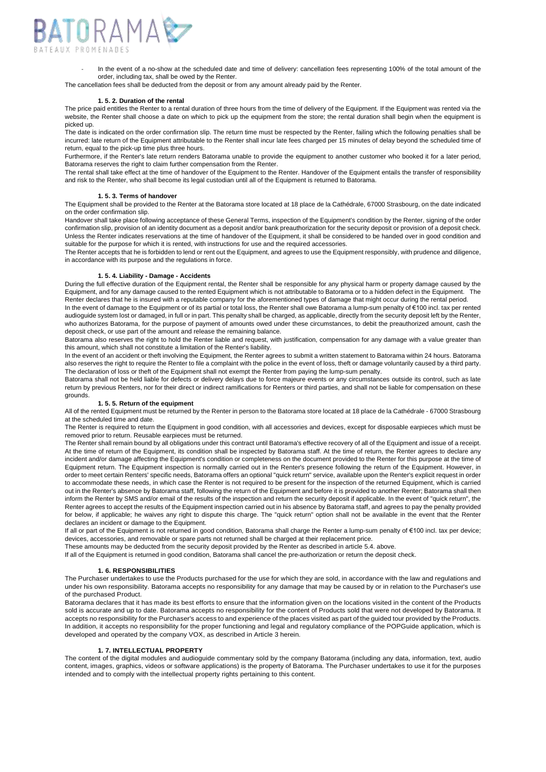- In the event of a no-show at the scheduled date and time of delivery: cancellation fees representing 100% of the total amount of the order, including tax, shall be owed by the Renter.

The cancellation fees shall be deducted from the deposit or from any amount already paid by the Renter.

#### 1. 5. 2. Duration of the rental

The price paid entitles the Renter to a rental duration of three hours from the time of delivery of the Equipment. If the Equipment was rented via the website, the Renter shall choose a date on which to pick up the equipment from the store; the rental duration shall begin when the equipment is picked up.

The date is indicated on the order confirmation slip. The return time must be respected by the Renter, failing which the following penalties shall be incurred: late return of the Equipment attributable to the Renter shall incur late fees charged per 15 minutes of delay beyond the scheduled time of return, equal to the pick-up time plus three hours.

Furthermore, if the Renter's late return renders Batorama unable to provide the equipment to another customer who booked it for a later period, Batorama reserves the right to claim further compensation from the Renter.

The rental shall take effect at the time of handover of the Equipment to the Renter. Handover of the Equipment entails the transfer of responsibility and risk to the Renter, who shall become its legal custodian until all of the Equipment is returned to Batorama.

#### 1. 5. 3. Terms of handover

The Equipment shall be provided to the Renter at the Batorama store located at 18 place de la Cathédrale, 67000 Strasbourg, on the date indicated on the order confirmation slip.

Handover shall take place following acceptance of these General Terms, inspection of the Equipment's condition by the Renter, signing of the order confirmation slip, provision of an identity document as a deposit and/or bank preauthorization for the security deposit or provision of a deposit check. Unless the Renter indicates reservations at the time of handover of the Equipment, it shall be considered to be handed over in good condition and suitable for the purpose for which it is rented, with instructions for use and the required accessories.

The Renter accepts that he is forbidden to lend or rent out the Equipment, and agrees to use the Equipment responsibly, with prudence and diligence, in accordance with its purpose and the regulations in force.

#### 1. 5. 4. Liability - Damage - Accidents

During the full effective duration of the Equipment rental, the Renter shall be responsible for any physical harm or property damage caused by the Equipment, and for any damage caused to the rented Equipment which is not attributable to Batorama or to a hidden defect in the Equipment. The Renter declares that he is insured with a reputable company for the aforementioned types of damage that might occur during the rental period.

In the event of damage to the Equipment or of its partial or total loss, the Renter shall owe Batorama a lump-sum penalty of €100 incl. tax per rented audioguide system lost or damaged, in full or in part. This penalty shall be charged, as applicable, directly from the security deposit left by the Renter, who authorizes Batorama, for the purpose of payment of amounts owed under these circumstances, to debit the preauthorized amount, cash the deposit check, or use part of the amount and release the remaining balance.

Batorama also reserves the right to hold the Renter liable and request, with justification, compensation for any damage with a value greater than this amount, which shall not constitute a limitation of the Renter's liability.

In the event of an accident or theft involving the Equipment, the Renter agrees to submit a written statement to Batorama within 24 hours. Batorama also reserves the right to require the Renter to file a complaint with the police in the event of loss, theft or damage voluntarily caused by a third party. The declaration of loss or theft of the Equipment shall not exempt the Renter from paying the lump-sum penalty.

Batorama shall not be held liable for defects or delivery delays due to force majeure events or any circumstances outside its control, such as late return by previous Renters, nor for their direct or indirect ramifications for Renters or third parties, and shall not be liable for compensation on these grounds.

#### 1. 5. 5. Return of the equipment

All of the rented Equipment must be returned by the Renter in person to the Batorama store located at 18 place de la Cathédrale - 67000 Strasbourg at the scheduled time and date.

The Renter is required to return the Equipment in good condition, with all accessories and devices, except for disposable earpieces which must be removed prior to return. Reusable earpieces must be returned.

The Renter shall remain bound by all obligations under this contract until Batorama's effective recovery of all of the Equipment and issue of a receipt. At the time of return of the Equipment, its condition shall be inspected by Batorama staff. At the time of return, the Renter agrees to declare any incident and/or damage affecting the Equipment's condition or completeness on the document provided to the Renter for this purpose at the time of Equipment return. The Equipment inspection is normally carried out in the Renter's presence following the return of the Equipment. However, in order to meet certain Renters' specific needs, Batorama offers an optional "quick return" service, available upon the Renter's explicit request in order to accommodate these needs, in which case the Renter is not required to be present for the inspection of the returned Equipment, which is carried out in the Renter's absence by Batorama staff, following the return of the Equipment and before it is provided to another Renter; Batorama shall then inform the Renter by SMS and/or email of the results of the inspection and return the security deposit if applicable. In the event of "quick return", the Renter agrees to accept the results of the Equipment inspection carried out in his absence by Batorama staff, and agrees to pay the penalty provided for below, if applicable; he waives any right to dispute this charge. The "quick return" option shall not be available in the event that the Renter declares an incident or damage to the Equipment.

If all or part of the Equipment is not returned in good condition, Batorama shall charge the Renter a lump-sum penalty of €100 incl. tax per device; devices, accessories, and removable or spare parts not returned shall be charged at their replacement price.

These amounts may be deducted from the security deposit provided by the Renter as described in article 5.4. above.

If all of the Equipment is returned in good condition, Batorama shall cancel the pre-authorization or return the deposit check.

### 1. 6. RESPONSIBILITIES

The Purchaser undertakes to use the Products purchased for the use for which they are sold, in accordance with the law and regulations and under his own responsibility. Batorama accepts no responsibility for any damage that may be caused by or in relation to the Purchaser's use of the purchased Product.

Batorama declares that it has made its best efforts to ensure that the information given on the locations visited in the content of the Products sold is accurate and up to date. Batorama accepts no responsibility for the content of Products sold that were not developed by Batorama. It accepts no responsibility for the Purchaser's access to and experience of the places visited as part of the guided tour provided by the Products. In addition, it accepts no responsibility for the proper functioning and legal and regulatory compliance of the POPGuide application, which is developed and operated by the company VOX, as described in Article 3 herein.

### 1. 7. INTELLECTUAL PROPERTY

The content of the digital modules and audioguide commentary sold by the company Batorama (including any data, information, text, audio content, images, graphics, videos or software applications) is the property of Batorama. The Purchaser undertakes to use it for the purposes intended and to comply with the intellectual property rights pertaining to this content.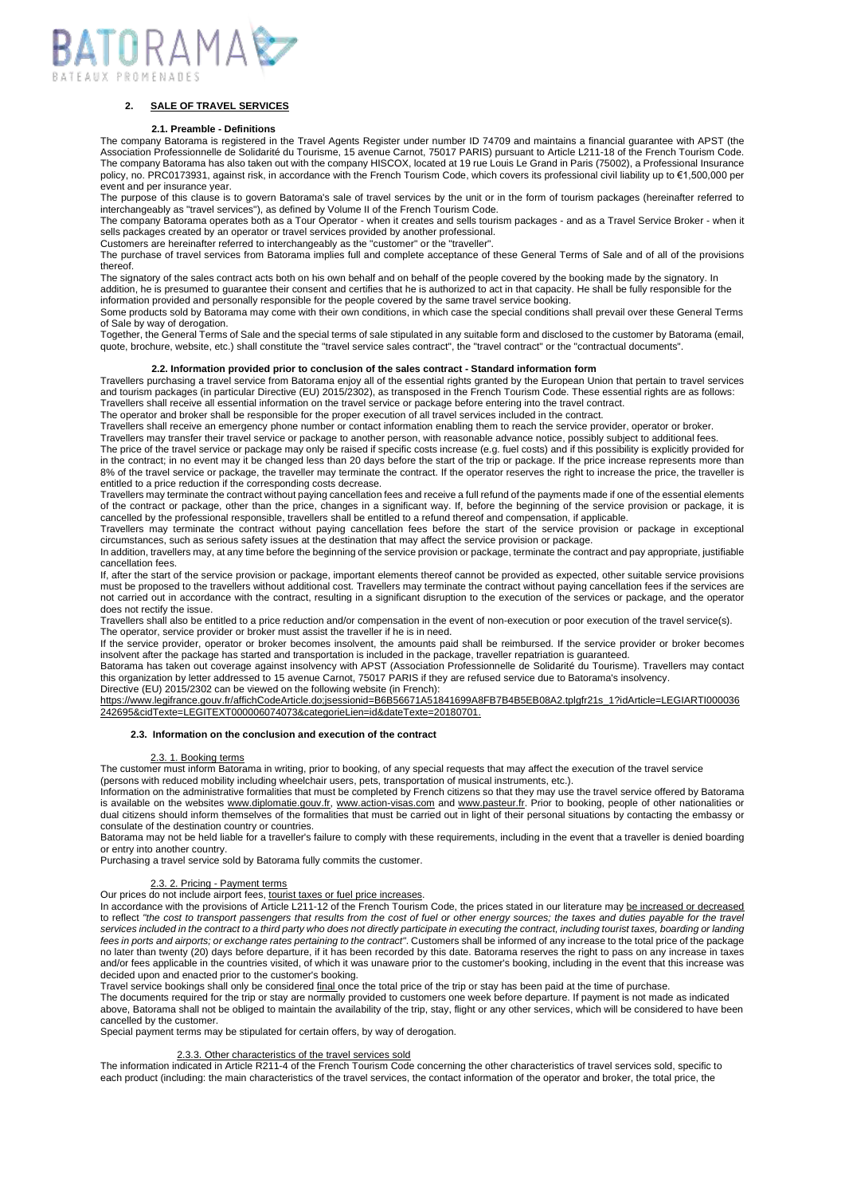## 2. SALE OF TRAVEL SERVICES

### 2.1. Preamble - Definitions

The company Batorama is registered in the Travel Agents Register under number ID 74709 and maintains a financial guarantee with APST (the Association Professionnelle de Solidarité du Tourisme, 15 avenue Carnot, 75017 PARIS) pursuant to Article L211-18 of the French Tourism Code. The company Batorama has also taken out with the company HISCOX, located at 19 rue Louis Le Grand in Paris (75002), a Professional Insurance policy, no. PRC0173931, against risk, in accordance with the French Tourism Code, which covers its professional civil liability up to €1,500,000 per event and per insurance year.

The purpose of this clause is to govern Batorama's sale of travel services by the unit or in the form of tourism packages (hereinafter referred to interchangeably as "travel services"), as defined by Volume II of the French Tourism Code.

The company Batorama operates both as a Tour Operator - when it creates and sells tourism packages - and as a Travel Service Broker - when it sells packages created by an operator or travel services provided by another professional.

Customers are hereinafter referred to interchangeably as the "customer" or the "traveller".

The purchase of travel services from Batorama implies full and complete acceptance of these General Terms of Sale and of all of the provisions thereof.

The signatory of the sales contract acts both on his own behalf and on behalf of the people covered by the booking made by the signatory. In addition, he is presumed to guarantee their consent and certifies that he is authorized to act in that capacity. He shall be fully responsible for the information provided and personally responsible for the people covered by the same travel service booking.

Some products sold by Batorama may come with their own conditions, in which case the special conditions shall prevail over these General Terms of Sale by way of derogation.

Together, the General Terms of Sale and the special terms of sale stipulated in any suitable form and disclosed to the customer by Batorama (email, quote, brochure, website, etc.) shall constitute the "travel service sales contract", the "travel contract" or the "contractual documents".

### 2.2. Information provided prior to conclusion of the sales contract - Standard information form

Travellers purchasing a travel service from Batorama enjoy all of the essential rights granted by the European Union that pertain to travel services and tourism packages (in particular Directive (EU) 2015/2302), as transposed in the French Tourism Code. These essential rights are as follows:

Travellers shall receive all essential information on the travel service or package before entering into the travel contract.

The operator and broker shall be responsible for the proper execution of all travel services included in the contract.

Travellers shall receive an emergency phone number or contact information enabling them to reach the service provider, operator or broker.

Travellers may transfer their travel service or package to another person, with reasonable advance notice, possibly subject to additional fees.

The price of the travel service or package may only be raised if specific costs increase (e.g. fuel costs) and if this possibility is explicitly provided for in the contract; in no event may it be changed less than 20 days before the start of the trip or package. If the price increase represents more than 8% of the travel service or package, the traveller may terminate the contract. If the operator reserves the right to increase the price, the traveller is entitled to a price reduction if the corresponding costs decrease.

Travellers may terminate the contract without paying cancellation fees and receive a full refund of the payments made if one of the essential elements of the contract or package, other than the price, changes in a significant way. If, before the beginning of the service provision or package, it is cancelled by the professional responsible, travellers shall be entitled to a refund thereof and compensation, if applicable.

Travellers may terminate the contract without paying cancellation fees before the start of the service provision or package in exceptional circumstances, such as serious safety issues at the destination that may affect the service provision or package.

In addition, travellers may, at any time before the beginning of the service provision or package, terminate the contract and pay appropriate, justifiable cancellation fees.

If, after the start of the service provision or package, important elements thereof cannot be provided as expected, other suitable service provisions must be proposed to the travellers without additional cost. Travellers may terminate the contract without paying cancellation fees if the services are not carried out in accordance with the contract, resulting in a significant disruption to the execution of the services or package, and the operator does not rectify the issue.

Travellers shall also be entitled to a price reduction and/or compensation in the event of non-execution or poor execution of the travel service(s).

The operator, service provider or broker must assist the traveller if he is in need.

If the service provider, operator or broker becomes insolvent, the amounts paid shall be reimbursed. If the service provider or broker becomes insolvent after the package has started and transportation is included in the package, traveller repatriation is guaranteed.

Batorama has taken out coverage against insolvency with APST (Association Professionnelle de Solidarité du Tourisme). Travellers may contact this organization by letter addressed to 15 avenue Carnot, 75017 PARIS if they are refused service due to Batorama's insolvency.

Directive (EU) 2015/2302 can be viewed on the following website (in French):

https://www.legifrance.gouv.fr/affichCodeArticle.do;jsessionid=B6B56671A51841699A8FB7B4B5EB08A2.tplgfr21s_1?idArticle=LEGIARTI000036242695&cidTexte=LEGITEXT000006074073&categorieLien=id&dateTexte=20180701.

### 2.3. Information on the conclusion and execution of the contract

#### 2.3. 1. Booking terms

The customer must inform Batorama in writing, prior to booking, of any special requests that may affect the execution of the travel service (persons with reduced mobility including wheelchair users, pets, transportation of musical instruments, etc.).

Information on the administrative formalities that must be completed by French citizens so that they may use the travel service offered by Batorama is available on the websites www.diplomatie.gouv.fr, www.action-visas.com and www.pasteur.fr. Prior to booking, people of other nationalities or dual citizens should inform themselves of the formalities that must be carried out in light of their personal situations by contacting the embassy or consulate of the destination country or countries.

Batorama may not be held liable for a traveller's failure to comply with these requirements, including in the event that a traveller is denied boarding or entry into another country.

Purchasing a travel service sold by Batorama fully commits the customer.

#### 2.3. 2. Pricing - Payment terms

Our prices do not include airport fees, tourist taxes or fuel price increases.

In accordance with the provisions of Article L211-12 of the French Tourism Code, the prices stated in our literature may be increased or decreased to reflect *"the cost to transport passengers that results from the cost of fuel or other energy sources; the taxes and duties payable for the travel services included in the contract to a third party who does not directly participate in executing the contract, including tourist taxes, boarding or landing fees in ports and airports; or exchange rates pertaining to the contract"*. Customers shall be informed of any increase to the total price of the package no later than twenty (20) days before departure, if it has been recorded by this date. Batorama reserves the right to pass on any increase in taxes and/or fees applicable in the countries visited, of which it was unaware prior to the customer's booking, including in the event that this increase was decided upon and enacted prior to the customer's booking.

Travel service bookings shall only be considered final once the total price of the trip or stay has been paid at the time of purchase.

The documents required for the trip or stay are normally provided to customers one week before departure. If payment is not made as indicated above, Batorama shall not be obliged to maintain the availability of the trip, stay, flight or any other services, which will be considered to have been cancelled by the customer.

Special payment terms may be stipulated for certain offers, by way of derogation.

#### 2.3.3. Other characteristics of the travel services sold

The information indicated in Article R211-4 of the French Tourism Code concerning the other characteristics of travel services sold, specific to each product (including: the main characteristics of the travel services, the contact information of the operator and broker, the total price, the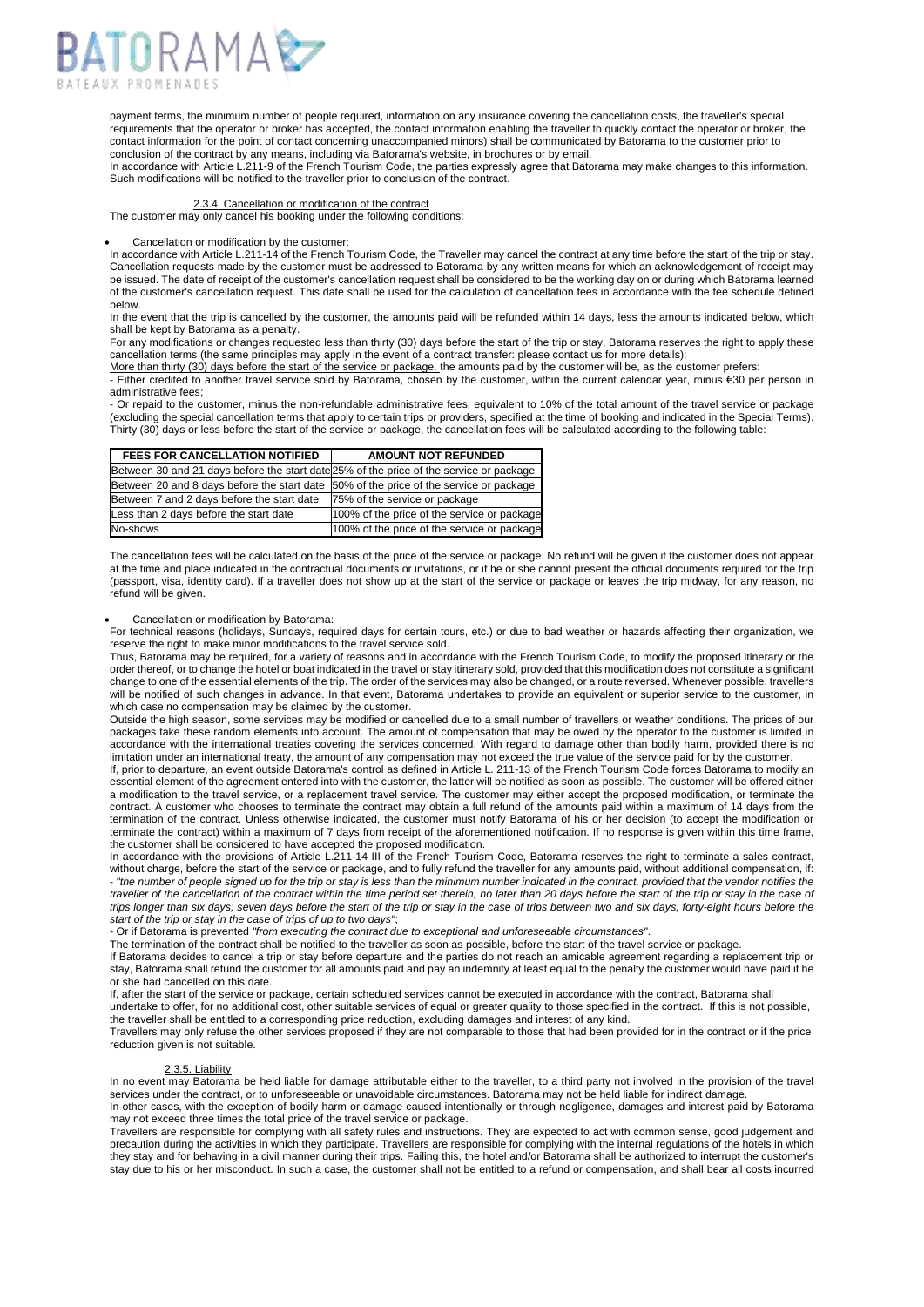payment terms, the minimum number of people required, information on any insurance covering the cancellation costs, the traveller's special requirements that the operator or broker has accepted, the contact information enabling the traveller to quickly contact the operator or broker, the contact information for the point of contact concerning unaccompanied minors) shall be communicated by Batorama to the customer prior to conclusion of the contract by any means, including via Batorama's website, in brochures or by email.

In accordance with Article L.211-9 of the French Tourism Code, the parties expressly agree that Batorama may make changes to this information. Such modifications will be notified to the traveller prior to conclusion of the contract.

#### 2.3.4. Cancellation or modification of the contract

The customer may only cancel his booking under the following conditions:

- Cancellation or modification by the customer:

In accordance with Article L.211-14 of the French Tourism Code, the Traveller may cancel the contract at any time before the start of the trip or stay. Cancellation requests made by the customer must be addressed to Batorama by any written means for which an acknowledgement of receipt may be issued. The date of receipt of the customer's cancellation request shall be considered to be the working day on or during which Batorama learned of the customer's cancellation request. This date shall be used for the calculation of cancellation fees in accordance with the fee schedule defined below.

In the event that the trip is cancelled by the customer, the amounts paid will be refunded within 14 days, less the amounts indicated below, which shall be kept by Batorama as a penalty.

For any modifications or changes requested less than thirty (30) days before the start of the trip or stay, Batorama reserves the right to apply these cancellation terms (the same principles may apply in the event of a contract transfer: please contact us for more details):

More than thirty (30) days before the start of the service or package, the amounts paid by the customer will be, as the customer prefers:

- Either credited to another travel service sold by Batorama, chosen by the customer, within the current calendar year, minus €30 per person in administrative fees;
- Or repaid to the customer, minus the non-refundable administrative fees, equivalent to 10% of the total amount of the travel service or package (excluding the special cancellation terms that apply to certain trips or providers, specified at the time of booking and indicated in the Special Terms).

Thirty (30) days or less before the start of the service or package, the cancellation fees will be calculated according to the following table:

| FEES FOR CANCELLATION NOTIFIED | AMOUNT NOT REFUNDED |
|---|---|
| Between 30 and 21 days before the start date | 25% of the price of the service or package |
| Between 20 and 8 days before the start date | 50% of the price of the service or package |
| Between 7 and 2 days before the start date | 75% of the service or package |
| Less than 2 days before the start date | 100% of the price of the service or package |
| No-shows | 100% of the price of the service or package |

The cancellation fees will be calculated on the basis of the price of the service or package. No refund will be given if the customer does not appear at the time and place indicated in the contractual documents or invitations, or if he or she cannot present the official documents required for the trip (passport, visa, identity card). If a traveller does not show up at the start of the service or package or leaves the trip midway, for any reason, no refund will be given.

- Cancellation or modification by Batorama:

For technical reasons (holidays, Sundays, required days for certain tours, etc.) or due to bad weather or hazards affecting their organization, we reserve the right to make minor modifications to the travel service sold.

Thus, Batorama may be required, for a variety of reasons and in accordance with the French Tourism Code, to modify the proposed itinerary or the order thereof, or to change the hotel or boat indicated in the travel or stay itinerary sold, provided that this modification does not constitute a significant change to one of the essential elements of the trip. The order of the services may also be changed, or a route reversed. Whenever possible, travellers will be notified of such changes in advance. In that event, Batorama undertakes to provide an equivalent or superior service to the customer, in which case no compensation may be claimed by the customer.

Outside the high season, some services may be modified or cancelled due to a small number of travellers or weather conditions. The prices of our packages take these random elements into account. The amount of compensation that may be owed by the operator to the customer is limited in accordance with the international treaties covering the services concerned. With regard to damage other than bodily harm, provided there is no limitation under an international treaty, the amount of any compensation may not exceed the true value of the service paid for by the customer.

If, prior to departure, an event outside Batorama's control as defined in Article L. 211-13 of the French Tourism Code forces Batorama to modify an essential element of the agreement entered into with the customer, the latter will be notified as soon as possible. The customer will be offered either a modification to the travel service, or a replacement travel service. The customer may either accept the proposed modification, or terminate the contract. A customer who chooses to terminate the contract may obtain a full refund of the amounts paid within a maximum of 14 days from the termination of the contract. Unless otherwise indicated, the customer must notify Batorama of his or her decision (to accept the modification or terminate the contract) within a maximum of 7 days from receipt of the aforementioned notification. If no response is given within this time frame, the customer shall be considered to have accepted the proposed modification.

In accordance with the provisions of Article L.211-14 III of the French Tourism Code, Batorama reserves the right to terminate a sales contract, without charge, before the start of the service or package, and to fully refund the traveller for any amounts paid, without additional compensation, if:

- *"the number of people signed up for the trip or stay is less than the minimum number indicated in the contract, provided that the vendor notifies the traveller of the cancellation of the contract within the time period set therein, no later than 20 days before the start of the trip or stay in the case of trips longer than six days; seven days before the start of the trip or stay in the case of trips between two and six days; forty-eight hours before the start of the trip or stay in the case of trips of up to two days"*;
- Or if Batorama is prevented *"from executing the contract due to exceptional and unforeseeable circumstances"*.

The termination of the contract shall be notified to the traveller as soon as possible, before the start of the travel service or package.

If Batorama decides to cancel a trip or stay before departure and the parties do not reach an amicable agreement regarding a replacement trip or stay, Batorama shall refund the customer for all amounts paid and pay an indemnity at least equal to the penalty the customer would have paid if he or she had cancelled on this date.

If, after the start of the service or package, certain scheduled services cannot be executed in accordance with the contract, Batorama shall undertake to offer, for no additional cost, other suitable services of equal or greater quality to those specified in the contract. If this is not possible, the traveller shall be entitled to a corresponding price reduction, excluding damages and interest of any kind.

Travellers may only refuse the other services proposed if they are not comparable to those that had been provided for in the contract or if the price reduction given is not suitable.

#### 2.3.5. Liability

In no event may Batorama be held liable for damage attributable either to the traveller, to a third party not involved in the provision of the travel services under the contract, or to unforeseeable or unavoidable circumstances. Batorama may not be held liable for indirect damage.

In other cases, with the exception of bodily harm or damage caused intentionally or through negligence, damages and interest paid by Batorama may not exceed three times the total price of the travel service or package.

Travellers are responsible for complying with all safety rules and instructions. They are expected to act with common sense, good judgement and precaution during the activities in which they participate. Travellers are responsible for complying with the internal regulations of the hotels in which they stay and for behaving in a civil manner during their trips. Failing this, the hotel and/or Batorama shall be authorized to interrupt the customer's stay due to his or her misconduct. In such a case, the customer shall not be entitled to a refund or compensation, and shall bear all costs incurred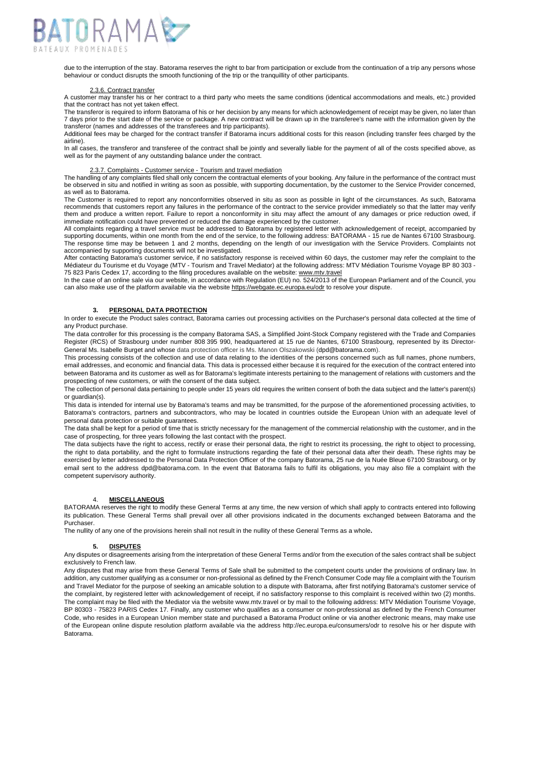due to the interruption of the stay. Batorama reserves the right to bar from participation or exclude from the continuation of a trip any persons whose behaviour or conduct disrupts the smooth functioning of the trip or the tranquillity of other participants.

2.3.6. Contract transfer

A customer may transfer his or her contract to a third party who meets the same conditions (identical accommodations and meals, etc.) provided that the contract has not yet taken effect.

The transferor is required to inform Batorama of his or her decision by any means for which acknowledgement of receipt may be given, no later than 7 days prior to the start date of the service or package. A new contract will be drawn up in the transferee's name with the information given by the transferor (names and addresses of the transferees and trip participants).

Additional fees may be charged for the contract transfer if Batorama incurs additional costs for this reason (including transfer fees charged by the airline).

In all cases, the transferor and transferee of the contract shall be jointly and severally liable for the payment of all of the costs specified above, as well as for the payment of any outstanding balance under the contract.

2.3.7. Complaints - Customer service - Tourism and travel mediation

The handling of any complaints filed shall only concern the contractual elements of your booking. Any failure in the performance of the contract must be observed in situ and notified in writing as soon as possible, with supporting documentation, by the customer to the Service Provider concerned, as well as to Batorama.

The Customer is required to report any nonconformities observed in situ as soon as possible in light of the circumstances. As such, Batorama recommends that customers report any failures in the performance of the contract to the service provider immediately so that the latter may verify them and produce a written report. Failure to report a nonconformity in situ may affect the amount of any damages or price reduction owed, if immediate notification could have prevented or reduced the damage experienced by the customer.

All complaints regarding a travel service must be addressed to Batorama by registered letter with acknowledgement of receipt, accompanied by supporting documents, within one month from the end of the service, to the following address: BATORAMA - 15 rue de Nantes 67100 Strasbourg. The response time may be between 1 and 2 months, depending on the length of our investigation with the Service Providers. Complaints not accompanied by supporting documents will not be investigated.

After contacting Batorama's customer service, if no satisfactory response is received within 60 days, the customer may refer the complaint to the Médiateur du Tourisme et du Voyage (MTV - Tourism and Travel Mediator) at the following address: MTV Médiation Tourisme Voyage BP 80 303 - 75 823 Paris Cedex 17, according to the filing procedures available on the website: www.mtv.travel

In the case of an online sale via our website, in accordance with Regulation (EU) no. 524/2013 of the European Parliament and of the Council, you can also make use of the platform available via the website https://webgate.ec.europa.eu/odr to resolve your dispute.

## 3. PERSONAL DATA PROTECTION

In order to execute the Product sales contract, Batorama carries out processing activities on the Purchaser's personal data collected at the time of any Product purchase.

The data controller for this processing is the company Batorama SAS, a Simplified Joint-Stock Company registered with the Trade and Companies Register (RCS) of Strasbourg under number 808 395 990, headquartered at 15 rue de Nantes, 67100 Strasbourg, represented by its Director-General Ms. Isabelle Burget and whose data protection officer is Ms. Manon Olszakowski (dpd@batorama.com).

This processing consists of the collection and use of data relating to the identities of the persons concerned such as full names, phone numbers, email addresses, and economic and financial data. This data is processed either because it is required for the execution of the contract entered into between Batorama and its customer as well as for Batorama's legitimate interests pertaining to the management of relations with customers and the prospecting of new customers, or with the consent of the data subject.

The collection of personal data pertaining to people under 15 years old requires the written consent of both the data subject and the latter's parent(s) or guardian(s).

This data is intended for internal use by Batorama's teams and may be transmitted, for the purpose of the aforementioned processing activities, to Batorama's contractors, partners and subcontractors, who may be located in countries outside the European Union with an adequate level of personal data protection or suitable guarantees.

The data shall be kept for a period of time that is strictly necessary for the management of the commercial relationship with the customer, and in the case of prospecting, for three years following the last contact with the prospect.

The data subjects have the right to access, rectify or erase their personal data, the right to restrict its processing, the right to object to processing, the right to data portability, and the right to formulate instructions regarding the fate of their personal data after their death. These rights may be exercised by letter addressed to the Personal Data Protection Officer of the company Batorama, 25 rue de la Nuée Bleue 67100 Strasbourg, or by email sent to the address dpd@batorama.com. In the event that Batorama fails to fulfil its obligations, you may also file a complaint with the competent supervisory authority.

## 4. MISCELLANEOUS

BATORAMA reserves the right to modify these General Terms at any time, the new version of which shall apply to contracts entered into following its publication. These General Terms shall prevail over all other provisions indicated in the documents exchanged between Batorama and the Purchaser.

The nullity of any one of the provisions herein shall not result in the nullity of these General Terms as a whole.

## 5. DISPUTES

Any disputes or disagreements arising from the interpretation of these General Terms and/or from the execution of the sales contract shall be subject exclusively to French law.

Any disputes that may arise from these General Terms of Sale shall be submitted to the competent courts under the provisions of ordinary law. In addition, any customer qualifying as a consumer or non-professional as defined by the French Consumer Code may file a complaint with the Tourism and Travel Mediator for the purpose of seeking an amicable solution to a dispute with Batorama, after first notifying Batorama's customer service of the complaint, by registered letter with acknowledgement of receipt, if no satisfactory response to this complaint is received within two (2) months. The complaint may be filed with the Mediator via the website www.mtv.travel or by mail to the following address: MTV Médiation Tourisme Voyage, BP 80303 - 75823 PARIS Cedex 17. Finally, any customer who qualifies as a consumer or non-professional as defined by the French Consumer Code, who resides in a European Union member state and purchased a Batorama Product online or via another electronic means, may make use of the European online dispute resolution platform available via the address http://ec.europa.eu/consumers/odr to resolve his or her dispute with Batorama.